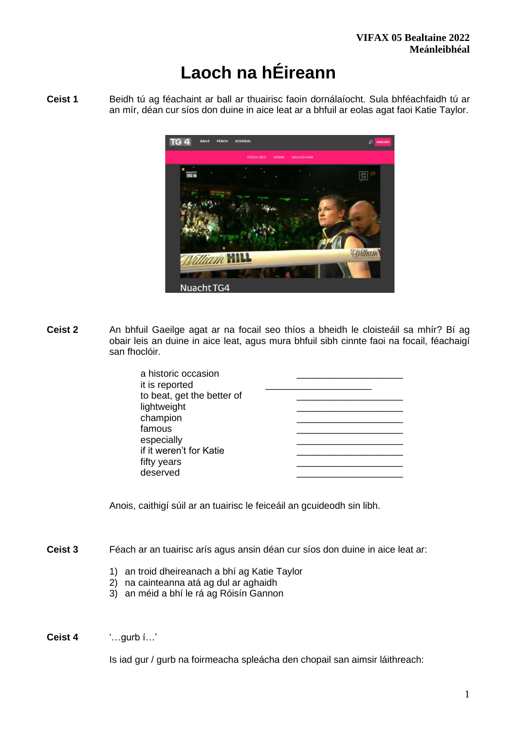**VIFAX 05 Bealtaine 2022**
**Meánleibhéal**

# Laoch na hÉireann

**Ceist 1** Beidh tú ag féachaint ar ball ar thuairisc faoin dornálaíocht. Sula bhféachfaidh tú ar an mír, déan cur síos don duine in aice leat ar a bhfuil ar eolas agat faoi Katie Taylor.

**Ceist 2** An bhfuil Gaeilge agat ar na focail seo thíos a bheidh le cloisteáil sa mhír? Bí ag obair leis an duine in aice leat, agus mura bhfuil sibh cinnte faoi na focail, féachaigí san fhoclóir.

| | |
|---|---|
| a historic occasion | ____________________ |
| it is reported | ____________________ |
| to beat, get the better of | ____________________ |
| lightweight | ____________________ |
| champion | ____________________ |
| famous | ____________________ |
| especially | ____________________ |
| if it weren't for Katie | ____________________ |
| fifty years | ____________________ |
| deserved | ____________________ |

Anois, caithigí súil ar an tuairisc le feiceáil an gcuideodh sin libh.

**Ceist 3** Féach ar an tuairisc arís agus ansin déan cur síos don duine in aice leat ar:

1) an troid dheireanach a bhí ag Katie Taylor
2) na cainteanna atá ag dul ar aghaidh
3) an méid a bhí le rá ag Róisín Gannon

**Ceist 4** '…gurb í…'

Is iad gur / gurb na foirmeacha spleácha den chopail san aimsir láithreach: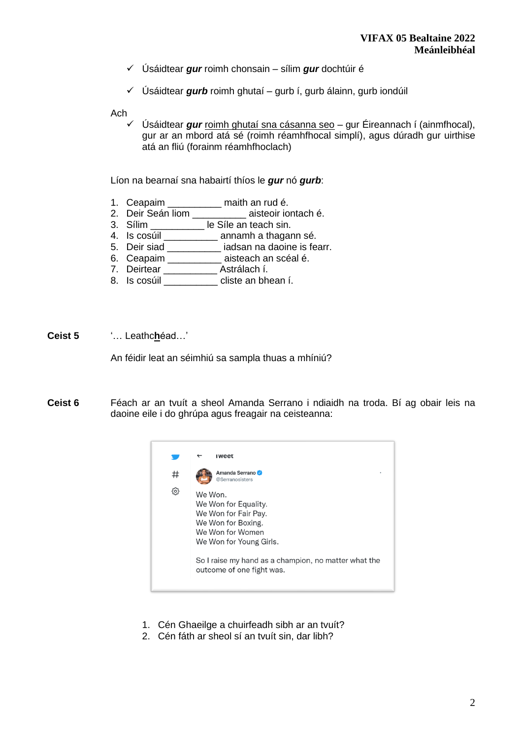- ✓ Úsáidtear ***gur*** roimh chonsain – sílim ***gur*** dochtúir é
- ✓ Úsáidtear ***gurb*** roimh ghutaí – gurb í, gurb álainn, gurb iondúil

Ach

- ✓ Úsáidtear ***gur*** roimh ghutaí sna cásanna seo – gur Éireannach í (ainmfhocal), gur ar an mbord atá sé (roimh réamhfhocal simplí), agus dúradh gur uirthise atá an fliú (forainm réamhfhoclach)

Líon na bearnaí sna habairtí thíos le ***gur*** nó ***gurb***:

1. Ceapaim __________ maith an rud é.
2. Deir Seán liom __________ aisteoir iontach é.
3. Sílim __________ le Síle an teach sin.
4. Is cosúil __________ annamh a thagann sé.
5. Deir siad __________ iadsan na daoine is fearr.
6. Ceapaim __________ aisteach an scéal é.
7. Deirtear __________ Astrálach í.
8. Is cosúil __________ cliste an bhean í.

**Ceist 5** '… Leathc**h**éad…'

An féidir leat an séimhiú sa sampla thuas a mhíniú?

**Ceist 6** Féach ar an tvuít a sheol Amanda Serrano i ndiaidh na troda. Bí ag obair leis na daoine eile i do ghrúpa agus freagair na ceisteanna:

Tweet

Amanda Serrano
@Serranosisters

We Won.
We Won for Equality.
We Won for Fair Pay.
We Won for Boxing.
We Won for Women
We Won for Young Girls.

So I raise my hand as a champion, no matter what the outcome of one fight was.

1. Cén Ghaeilge a chuirfeadh sibh ar an tvuít?
2. Cén fáth ar sheol sí an tvuít sin, dar libh?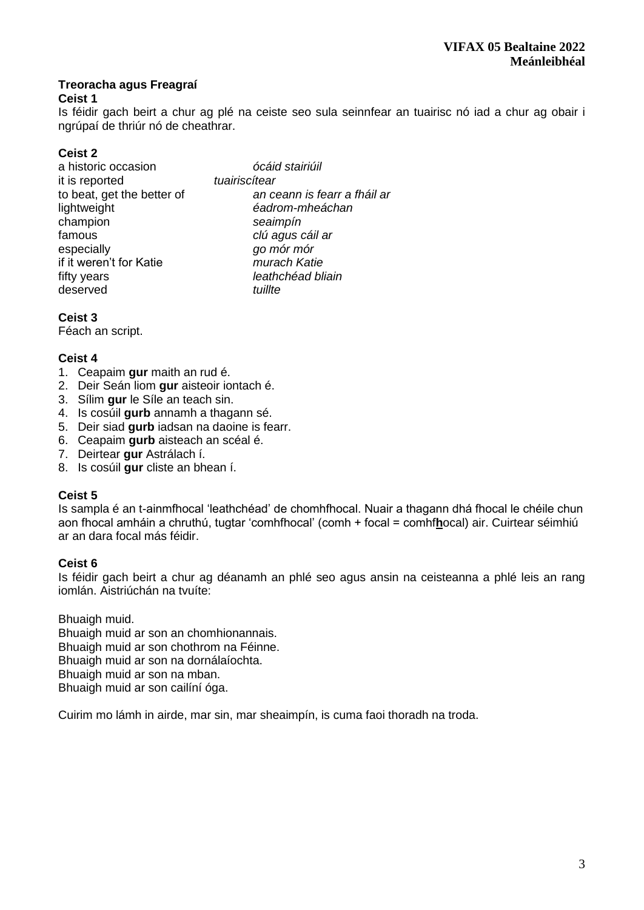### Treoracha agus Freagraí

**Ceist 1**

Is féidir gach beirt a chur ag plé na ceiste seo sula seinnfear an tuairisc nó iad a chur ag obair i ngrúpaí de thriúr nó de cheathrar.

**Ceist 2**

| | |
|---|---|
| a historic occasion | *ócáid stairiúil* |
| it is reported | *tuairiscítear* |
| to beat, get the better of | *an ceann is fearr a fháil ar* |
| lightweight | *éadrom-mheáchan* |
| champion | *seaimpín* |
| famous | *clú agus cáil ar* |
| especially | *go mór mór* |
| if it weren't for Katie | *murach Katie* |
| fifty years | *leathchéad bliain* |
| deserved | *tuillte* |

**Ceist 3**

Féach an script.

**Ceist 4**

1. Ceapaim **gur** maith an rud é.
2. Deir Seán liom **gur** aisteoir iontach é.
3. Sílim **gur** le Síle an teach sin.
4. Is cosúil **gurb** annamh a thagann sé.
5. Deir siad **gurb** iadsan na daoine is fearr.
6. Ceapaim **gurb** aisteach an scéal é.
7. Deirtear **gur** Astrálach í.
8. Is cosúil **gur** cliste an bhean í.

**Ceist 5**

Is sampla é an t-ainmfhocal 'leathchéad' de chomhfhocal. Nuair a thagann dhá fhocal le chéile chun aon fhocal amháin a chruthú, tugtar 'comhfhocal' (comh + focal = comhf**h**ocal) air. Cuirtear séimhiú ar an dara focal más féidir.

**Ceist 6**

Is féidir gach beirt a chur ag déanamh an phlé seo agus ansin na ceisteanna a phlé leis an rang iomlán. Aistriúchán na tvuíte:

Bhuaigh muid.
Bhuaigh muid ar son an chomhionannais.
Bhuaigh muid ar son chothrom na Féinne.
Bhuaigh muid ar son na dornálaíochta.
Bhuaigh muid ar son na mban.
Bhuaigh muid ar son cailíní óga.

Cuirim mo lámh in airde, mar sin, mar sheaimpín, is cuma faoi thoradh na troda.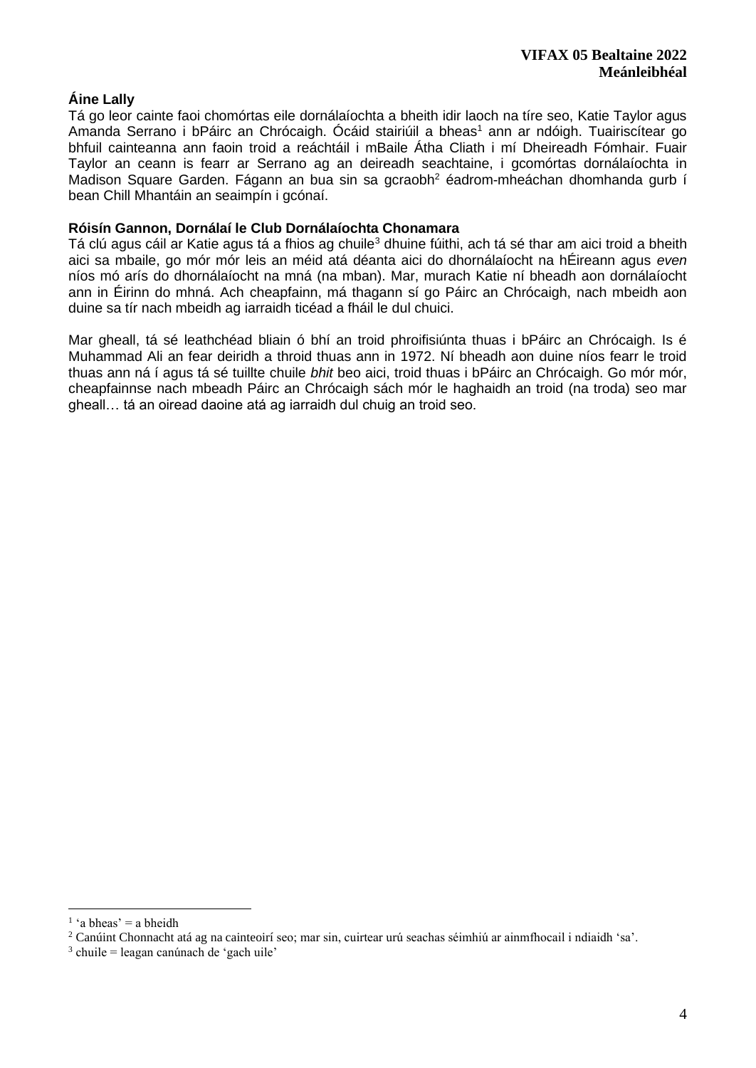**Áine Lally**

Tá go leor cainte faoi chomórtas eile dornálaíochta a bheith idir laoch na tíre seo, Katie Taylor agus Amanda Serrano i bPáirc an Chrócaigh. Ócáid stairiúil a bheas[1] ann ar ndóigh. Tuairiscítear go bhfuil cainteanna ann faoin troid a reáchtáil i mBaile Átha Cliath i mí Dheireadh Fómhair. Fuair Taylor an ceann is fearr ar Serrano ag an deireadh seachtaine, i gcomórtas dornálaíochta in Madison Square Garden. Fágann an bua sin sa gcraobh[2] éadrom-mheáchan dhomhanda gurb í bean Chill Mhantáin an seaimpín i gcónaí.

**Róisín Gannon, Dornálaí le Club Dornálaíochta Chonamara**

Tá clú agus cáil ar Katie agus tá a fhios ag chuile[3] dhuine fúithi, ach tá sé thar am aici troid a bheith aici sa mbaile, go mór mór leis an méid atá déanta aici do dhornálaíocht na hÉireann agus *even* níos mó arís do dhornálaíocht na mná (na mban). Mar, murach Katie ní bheadh aon dornálaíocht ann in Éirinn do mhná. Ach cheapfainn, má thagann sí go Páirc an Chrócaigh, nach mbeidh aon duine sa tír nach mbeidh ag iarraidh ticéad a fháil le dul chuici.

Mar gheall, tá sé leathchéad bliain ó bhí an troid phroifisiúnta thuas i bPáirc an Chrócaigh. Is é Muhammad Ali an fear deiridh a throid thuas ann in 1972. Ní bheadh aon duine níos fearr le troid thuas ann ná í agus tá sé tuillte chuile *bhit* beo aici, troid thuas i bPáirc an Chrócaigh. Go mór mór, cheapfainnse nach mbeadh Páirc an Chrócaigh sách mór le haghaidh an troid (na troda) seo mar gheall… tá an oiread daoine atá ag iarraidh dul chuig an troid seo.

---

[1] 'a bheas' = a bheidh

[2] Canúint Chonnacht atá ag na cainteoirí seo; mar sin, cuirtear urú seachas séimhiú ar ainmfhocail i ndiaidh 'sa'.

[3] chuile = leagan canúnach de 'gach uile'